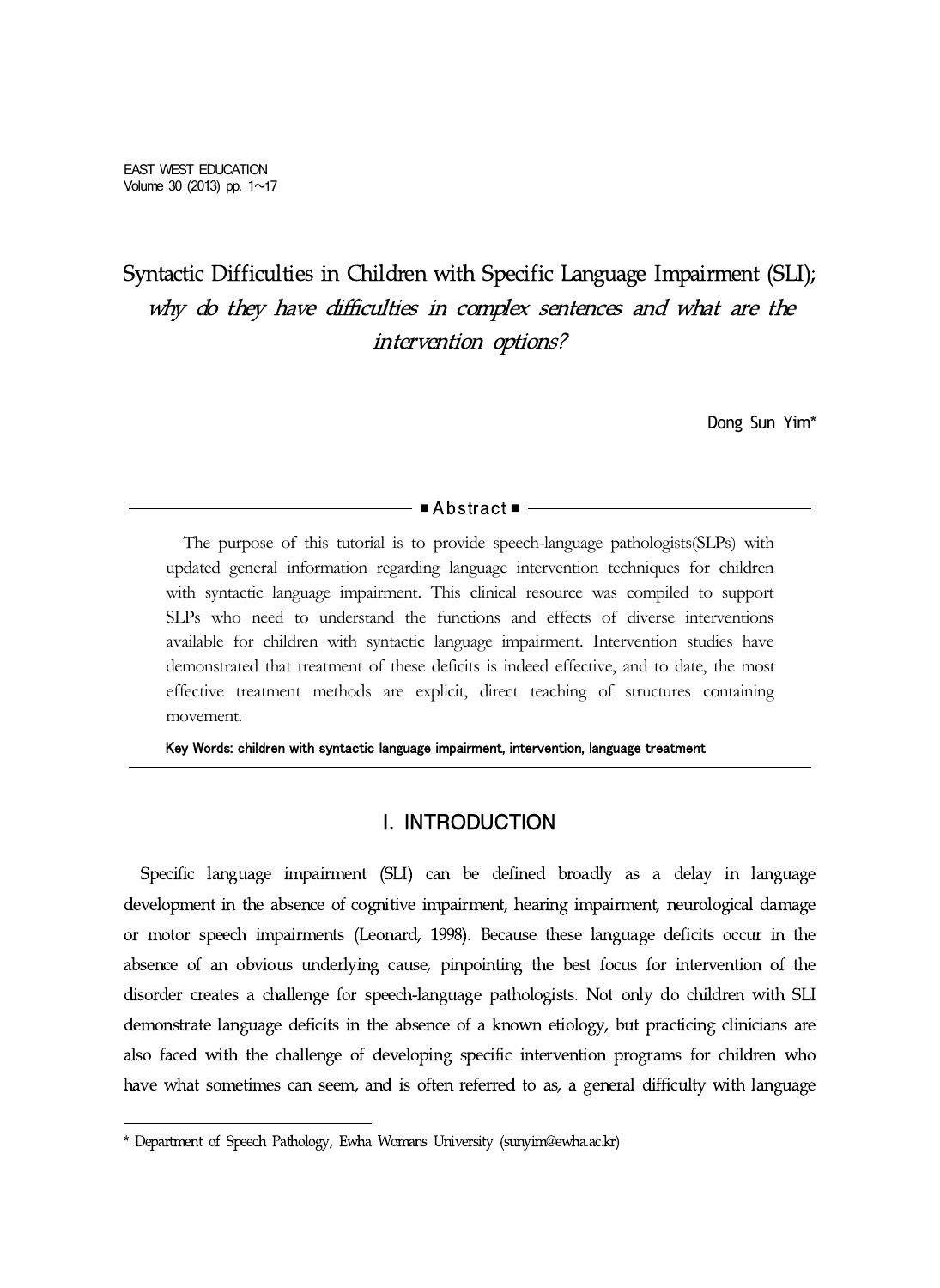# Syntactic Difficulties in Children with Specific Language Impairment (SLI); *why do they have difficulties in complex sentences and what are the intervention options?*

Dong Sun Yim*

■ Abstract ■

The purpose of this tutorial is to provide speech-language pathologists(SLPs) with updated general information regarding language intervention techniques for children with syntactic language impairment. This clinical resource was compiled to support SLPs who need to understand the functions and effects of diverse interventions available for children with syntactic language impairment. Intervention studies have demonstrated that treatment of these deficits is indeed effective, and to date, the most effective treatment methods are explicit, direct teaching of structures containing movement.

**Key Words: children with syntactic language impairment, intervention, language treatment**

## I. INTRODUCTION

Specific language impairment (SLI) can be defined broadly as a delay in language development in the absence of cognitive impairment, hearing impairment, neurological damage or motor speech impairments (Leonard, 1998). Because these language deficits occur in the absence of an obvious underlying cause, pinpointing the best focus for intervention of the disorder creates a challenge for speech-language pathologists. Not only do children with SLI demonstrate language deficits in the absence of a known etiology, but practicing clinicians are also faced with the challenge of developing specific intervention programs for children who have what sometimes can seem, and is often referred to as, a general difficulty with language

---

* Department of Speech Pathology, Ewha Womans University (sunyim@ewha.ac.kr)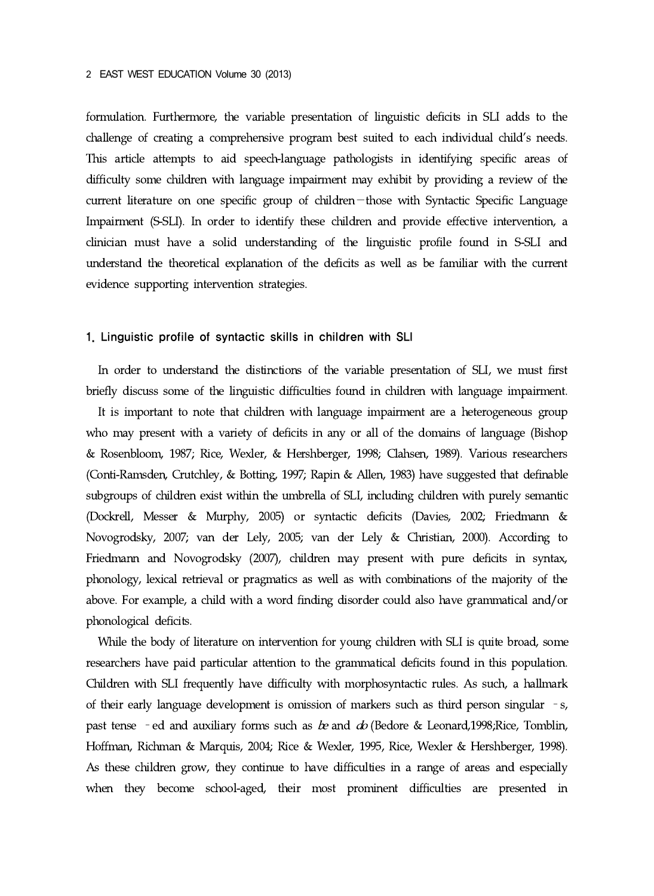formulation. Furthermore, the variable presentation of linguistic deficits in SLI adds to the challenge of creating a comprehensive program best suited to each individual child's needs. This article attempts to aid speech-language pathologists in identifying specific areas of difficulty some children with language impairment may exhibit by providing a review of the current literature on one specific group of children—those with Syntactic Specific Language Impairment (S-SLI). In order to identify these children and provide effective intervention, a clinician must have a solid understanding of the linguistic profile found in S-SLI and understand the theoretical explanation of the deficits as well as be familiar with the current evidence supporting intervention strategies.

## 1. Linguistic profile of syntactic skills in children with SLI

In order to understand the distinctions of the variable presentation of SLI, we must first briefly discuss some of the linguistic difficulties found in children with language impairment.

It is important to note that children with language impairment are a heterogeneous group who may present with a variety of deficits in any or all of the domains of language (Bishop & Rosenbloom, 1987; Rice, Wexler, & Hershberger, 1998; Clahsen, 1989). Various researchers (Conti-Ramsden, Crutchley, & Botting, 1997; Rapin & Allen, 1983) have suggested that definable subgroups of children exist within the umbrella of SLI, including children with purely semantic (Dockrell, Messer & Murphy, 2005) or syntactic deficits (Davies, 2002; Friedmann & Novogrodsky, 2007; van der Lely, 2005; van der Lely & Christian, 2000). According to Friedmann and Novogrodsky (2007), children may present with pure deficits in syntax, phonology, lexical retrieval or pragmatics as well as with combinations of the majority of the above. For example, a child with a word finding disorder could also have grammatical and/or phonological deficits.

While the body of literature on intervention for young children with SLI is quite broad, some researchers have paid particular attention to the grammatical deficits found in this population. Children with SLI frequently have difficulty with morphosyntactic rules. As such, a hallmark of their early language development is omission of markers such as third person singular -s, past tense -ed and auxiliary forms such as *be* and *do* (Bedore & Leonard,1998;Rice, Tomblin, Hoffman, Richman & Marquis, 2004; Rice & Wexler, 1995, Rice, Wexler & Hershberger, 1998). As these children grow, they continue to have difficulties in a range of areas and especially when they become school-aged, their most prominent difficulties are presented in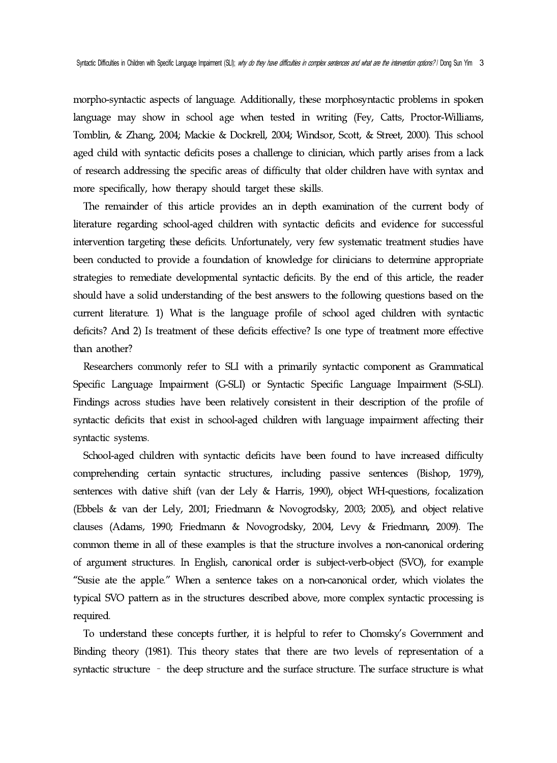morpho-syntactic aspects of language. Additionally, these morphosyntactic problems in spoken language may show in school age when tested in writing (Fey, Catts, Proctor-Williams, Tomblin, & Zhang, 2004; Mackie & Dockrell, 2004; Windsor, Scott, & Street, 2000). This school aged child with syntactic deficits poses a challenge to clinician, which partly arises from a lack of research addressing the specific areas of difficulty that older children have with syntax and more specifically, how therapy should target these skills.

The remainder of this article provides an in depth examination of the current body of literature regarding school-aged children with syntactic deficits and evidence for successful intervention targeting these deficits. Unfortunately, very few systematic treatment studies have been conducted to provide a foundation of knowledge for clinicians to determine appropriate strategies to remediate developmental syntactic deficits. By the end of this article, the reader should have a solid understanding of the best answers to the following questions based on the current literature. 1) What is the language profile of school aged children with syntactic deficits? And 2) Is treatment of these deficits effective? Is one type of treatment more effective than another?

Researchers commonly refer to SLI with a primarily syntactic component as Grammatical Specific Language Impairment (G-SLI) or Syntactic Specific Language Impairment (S-SLI). Findings across studies have been relatively consistent in their description of the profile of syntactic deficits that exist in school-aged children with language impairment affecting their syntactic systems.

School-aged children with syntactic deficits have been found to have increased difficulty comprehending certain syntactic structures, including passive sentences (Bishop, 1979), sentences with dative shift (van der Lely & Harris, 1990), object WH-questions, focalization (Ebbels & van der Lely, 2001; Friedmann & Novogrodsky, 2003; 2005), and object relative clauses (Adams, 1990; Friedmann & Novogrodsky, 2004, Levy & Friedmann, 2009). The common theme in all of these examples is that the structure involves a non-canonical ordering of argument structures. In English, canonical order is subject-verb-object (SVO), for example "Susie ate the apple." When a sentence takes on a non-canonical order, which violates the typical SVO pattern as in the structures described above, more complex syntactic processing is required.

To understand these concepts further, it is helpful to refer to Chomsky's Government and Binding theory (1981). This theory states that there are two levels of representation of a syntactic structure – the deep structure and the surface structure. The surface structure is what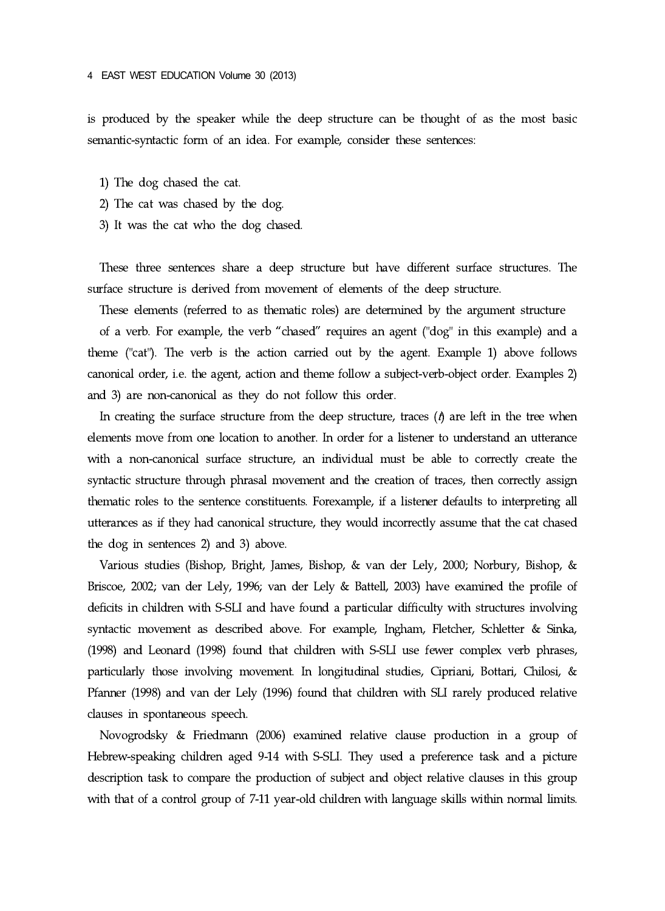is produced by the speaker while the deep structure can be thought of as the most basic semantic-syntactic form of an idea. For example, consider these sentences:

1) The dog chased the cat.
2) The cat was chased by the dog.
3) It was the cat who the dog chased.

These three sentences share a deep structure but have different surface structures. The surface structure is derived from movement of elements of the deep structure.

These elements (referred to as thematic roles) are determined by the argument structure of a verb. For example, the verb "chased" requires an agent ("dog" in this example) and a theme ("cat"). The verb is the action carried out by the agent. Example 1) above follows canonical order, i.e. the agent, action and theme follow a subject-verb-object order. Examples 2) and 3) are non-canonical as they do not follow this order.

In creating the surface structure from the deep structure, traces (*t*) are left in the tree when elements move from one location to another. In order for a listener to understand an utterance with a non-canonical surface structure, an individual must be able to correctly create the syntactic structure through phrasal movement and the creation of traces, then correctly assign thematic roles to the sentence constituents. Forexample, if a listener defaults to interpreting all utterances as if they had canonical structure, they would incorrectly assume that the cat chased the dog in sentences 2) and 3) above.

Various studies (Bishop, Bright, James, Bishop, & van der Lely, 2000; Norbury, Bishop, & Briscoe, 2002; van der Lely, 1996; van der Lely & Battell, 2003) have examined the profile of deficits in children with S-SLI and have found a particular difficulty with structures involving syntactic movement as described above. For example, Ingham, Fletcher, Schletter & Sinka, (1998) and Leonard (1998) found that children with S-SLI use fewer complex verb phrases, particularly those involving movement. In longitudinal studies, Cipriani, Bottari, Chilosi, & Pfanner (1998) and van der Lely (1996) found that children with SLI rarely produced relative clauses in spontaneous speech.

Novogrodsky & Friedmann (2006) examined relative clause production in a group of Hebrew-speaking children aged 9-14 with S-SLI. They used a preference task and a picture description task to compare the production of subject and object relative clauses in this group with that of a control group of 7-11 year-old children with language skills within normal limits.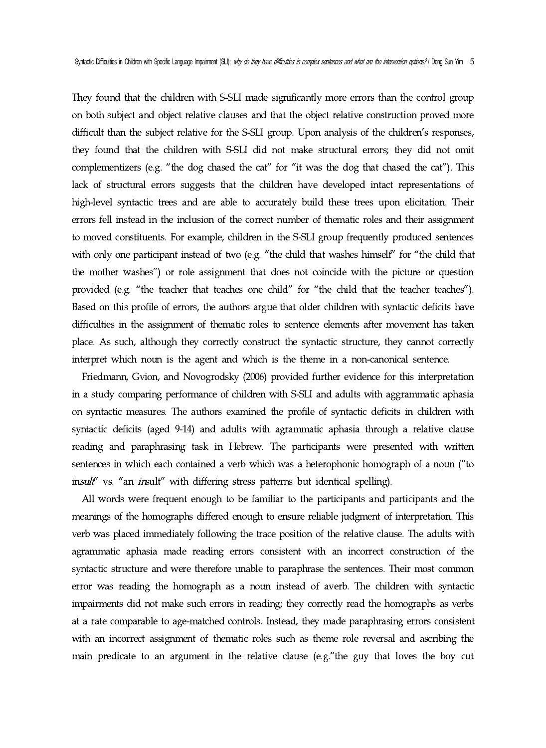They found that the children with S-SLI made significantly more errors than the control group on both subject and object relative clauses and that the object relative construction proved more difficult than the subject relative for the S-SLI group. Upon analysis of the children's responses, they found that the children with S-SLI did not make structural errors; they did not omit complementizers (e.g. "the dog chased the cat" for "it was the dog that chased the cat"). This lack of structural errors suggests that the children have developed intact representations of high-level syntactic trees and are able to accurately build these trees upon elicitation. Their errors fell instead in the inclusion of the correct number of thematic roles and their assignment to moved constituents. For example, children in the S-SLI group frequently produced sentences with only one participant instead of two (e.g. "the child that washes himself" for "the child that the mother washes") or role assignment that does not coincide with the picture or question provided (e.g. "the teacher that teaches one child" for "the child that the teacher teaches"). Based on this profile of errors, the authors argue that older children with syntactic deficits have difficulties in the assignment of thematic roles to sentence elements after movement has taken place. As such, although they correctly construct the syntactic structure, they cannot correctly interpret which noun is the agent and which is the theme in a non-canonical sentence.

Friedmann, Gvion, and Novogrodsky (2006) provided further evidence for this interpretation in a study comparing performance of children with S-SLI and adults with aggrammatic aphasia on syntactic measures. The authors examined the profile of syntactic deficits in children with syntactic deficits (aged 9-14) and adults with agrammatic aphasia through a relative clause reading and paraphrasing task in Hebrew. The participants were presented with written sentences in which each contained a verb which was a heterophonic homograph of a noun ("to in*sult*" vs. "an *in*sult" with differing stress patterns but identical spelling).

All words were frequent enough to be familiar to the participants and participants and the meanings of the homographs differed enough to ensure reliable judgment of interpretation. This verb was placed immediately following the trace position of the relative clause. The adults with agrammatic aphasia made reading errors consistent with an incorrect construction of the syntactic structure and were therefore unable to paraphrase the sentences. Their most common error was reading the homograph as a noun instead of averb. The children with syntactic impairments did not make such errors in reading; they correctly read the homographs as verbs at a rate comparable to age-matched controls. Instead, they made paraphrasing errors consistent with an incorrect assignment of thematic roles such as theme role reversal and ascribing the main predicate to an argument in the relative clause (e.g."the guy that loves the boy cut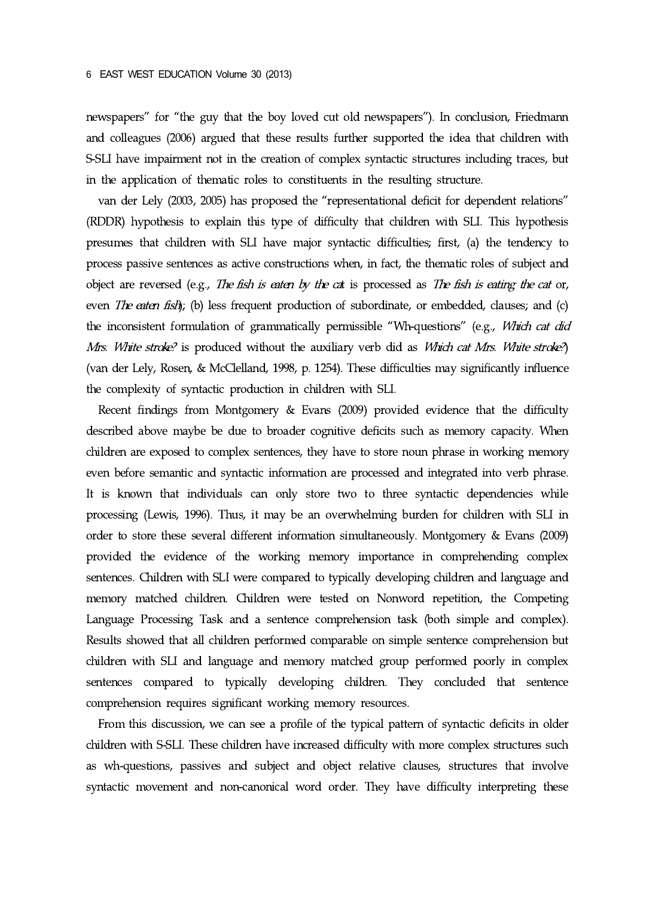newspapers" for "the guy that the boy loved cut old newspapers"). In conclusion, Friedmann and colleagues (2006) argued that these results further supported the idea that children with S-SLI have impairment not in the creation of complex syntactic structures including traces, but in the application of thematic roles to constituents in the resulting structure.

van der Lely (2003, 2005) has proposed the "representational deficit for dependent relations" (RDDR) hypothesis to explain this type of difficulty that children with SLI. This hypothesis presumes that children with SLI have major syntactic difficulties; first, (a) the tendency to process passive sentences as active constructions when, in fact, the thematic roles of subject and object are reversed (e.g., *The fish is eaten by the cat* is processed as *The fish is eating the cat* or, even *The eaten fish*); (b) less frequent production of subordinate, or embedded, clauses; and (c) the inconsistent formulation of grammatically permissible "Wh-questions" (e.g., *Which cat did Mrs. White stroke?* is produced without the auxiliary verb did as *Which cat Mrs. White stroke?*) (van der Lely, Rosen, & McClelland, 1998, p. 1254). These difficulties may significantly influence the complexity of syntactic production in children with SLI.

Recent findings from Montgomery & Evans (2009) provided evidence that the difficulty described above maybe be due to broader cognitive deficits such as memory capacity. When children are exposed to complex sentences, they have to store noun phrase in working memory even before semantic and syntactic information are processed and integrated into verb phrase. It is known that individuals can only store two to three syntactic dependencies while processing (Lewis, 1996). Thus, it may be an overwhelming burden for children with SLI in order to store these several different information simultaneously. Montgomery & Evans (2009) provided the evidence of the working memory importance in comprehending complex sentences. Children with SLI were compared to typically developing children and language and memory matched children. Children were tested on Nonword repetition, the Competing Language Processing Task and a sentence comprehension task (both simple and complex). Results showed that all children performed comparable on simple sentence comprehension but children with SLI and language and memory matched group performed poorly in complex sentences compared to typically developing children. They concluded that sentence comprehension requires significant working memory resources.

From this discussion, we can see a profile of the typical pattern of syntactic deficits in older children with S-SLI. These children have increased difficulty with more complex structures such as wh-questions, passives and subject and object relative clauses, structures that involve syntactic movement and non-canonical word order. They have difficulty interpreting these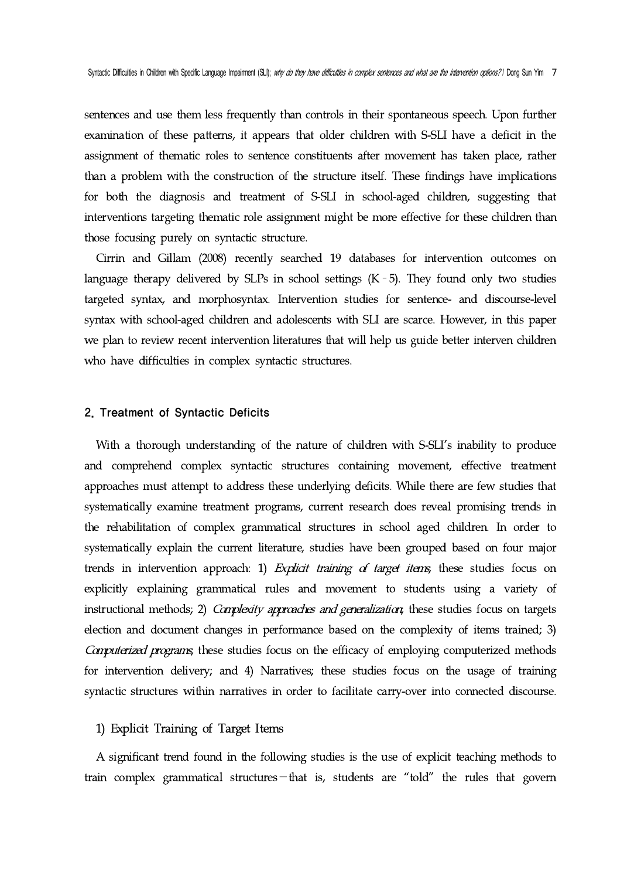sentences and use them less frequently than controls in their spontaneous speech. Upon further examination of these patterns, it appears that older children with S-SLI have a deficit in the assignment of thematic roles to sentence constituents after movement has taken place, rather than a problem with the construction of the structure itself. These findings have implications for both the diagnosis and treatment of S-SLI in school-aged children, suggesting that interventions targeting thematic role assignment might be more effective for these children than those focusing purely on syntactic structure.

Cirrin and Gillam (2008) recently searched 19 databases for intervention outcomes on language therapy delivered by SLPs in school settings (K - 5). They found only two studies targeted syntax, and morphosyntax. Intervention studies for sentence- and discourse-level syntax with school-aged children and adolescents with SLI are scarce. However, in this paper we plan to review recent intervention literatures that will help us guide better interven children who have difficulties in complex syntactic structures.

## 2. Treatment of Syntactic Deficits

With a thorough understanding of the nature of children with S-SLI's inability to produce and comprehend complex syntactic structures containing movement, effective treatment approaches must attempt to address these underlying deficits. While there are few studies that systematically examine treatment programs, current research does reveal promising trends in the rehabilitation of complex grammatical structures in school aged children. In order to systematically explain the current literature, studies have been grouped based on four major trends in intervention approach: 1) *Explicit training of target items*; these studies focus on explicitly explaining grammatical rules and movement to students using a variety of instructional methods; 2) *Complexity approaches and generalization*; these studies focus on targets election and document changes in performance based on the complexity of items trained; 3) *Computerized programs*; these studies focus on the efficacy of employing computerized methods for intervention delivery; and 4) Narratives; these studies focus on the usage of training syntactic structures within narratives in order to facilitate carry-over into connected discourse.

### 1) Explicit Training of Target Items

A significant trend found in the following studies is the use of explicit teaching methods to train complex grammatical structures—that is, students are "told" the rules that govern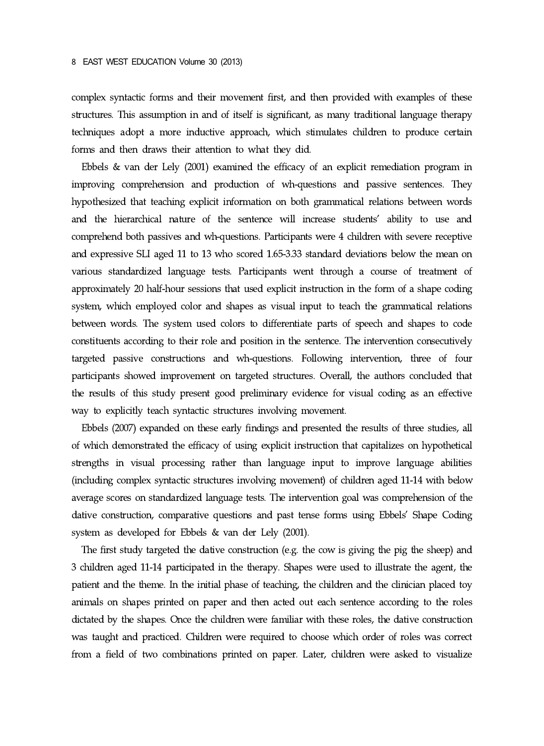complex syntactic forms and their movement first, and then provided with examples of these structures. This assumption in and of itself is significant, as many traditional language therapy techniques adopt a more inductive approach, which stimulates children to produce certain forms and then draws their attention to what they did.

Ebbels & van der Lely (2001) examined the efficacy of an explicit remediation program in improving comprehension and production of wh-questions and passive sentences. They hypothesized that teaching explicit information on both grammatical relations between words and the hierarchical nature of the sentence will increase students' ability to use and comprehend both passives and wh-questions. Participants were 4 children with severe receptive and expressive SLI aged 11 to 13 who scored 1.65-3.33 standard deviations below the mean on various standardized language tests. Participants went through a course of treatment of approximately 20 half-hour sessions that used explicit instruction in the form of a shape coding system, which employed color and shapes as visual input to teach the grammatical relations between words. The system used colors to differentiate parts of speech and shapes to code constituents according to their role and position in the sentence. The intervention consecutively targeted passive constructions and wh-questions. Following intervention, three of four participants showed improvement on targeted structures. Overall, the authors concluded that the results of this study present good preliminary evidence for visual coding as an effective way to explicitly teach syntactic structures involving movement.

Ebbels (2007) expanded on these early findings and presented the results of three studies, all of which demonstrated the efficacy of using explicit instruction that capitalizes on hypothetical strengths in visual processing rather than language input to improve language abilities (including complex syntactic structures involving movement) of children aged 11-14 with below average scores on standardized language tests. The intervention goal was comprehension of the dative construction, comparative questions and past tense forms using Ebbels' Shape Coding system as developed for Ebbels & van der Lely (2001).

The first study targeted the dative construction (e.g. the cow is giving the pig the sheep) and 3 children aged 11-14 participated in the therapy. Shapes were used to illustrate the agent, the patient and the theme. In the initial phase of teaching, the children and the clinician placed toy animals on shapes printed on paper and then acted out each sentence according to the roles dictated by the shapes. Once the children were familiar with these roles, the dative construction was taught and practiced. Children were required to choose which order of roles was correct from a field of two combinations printed on paper. Later, children were asked to visualize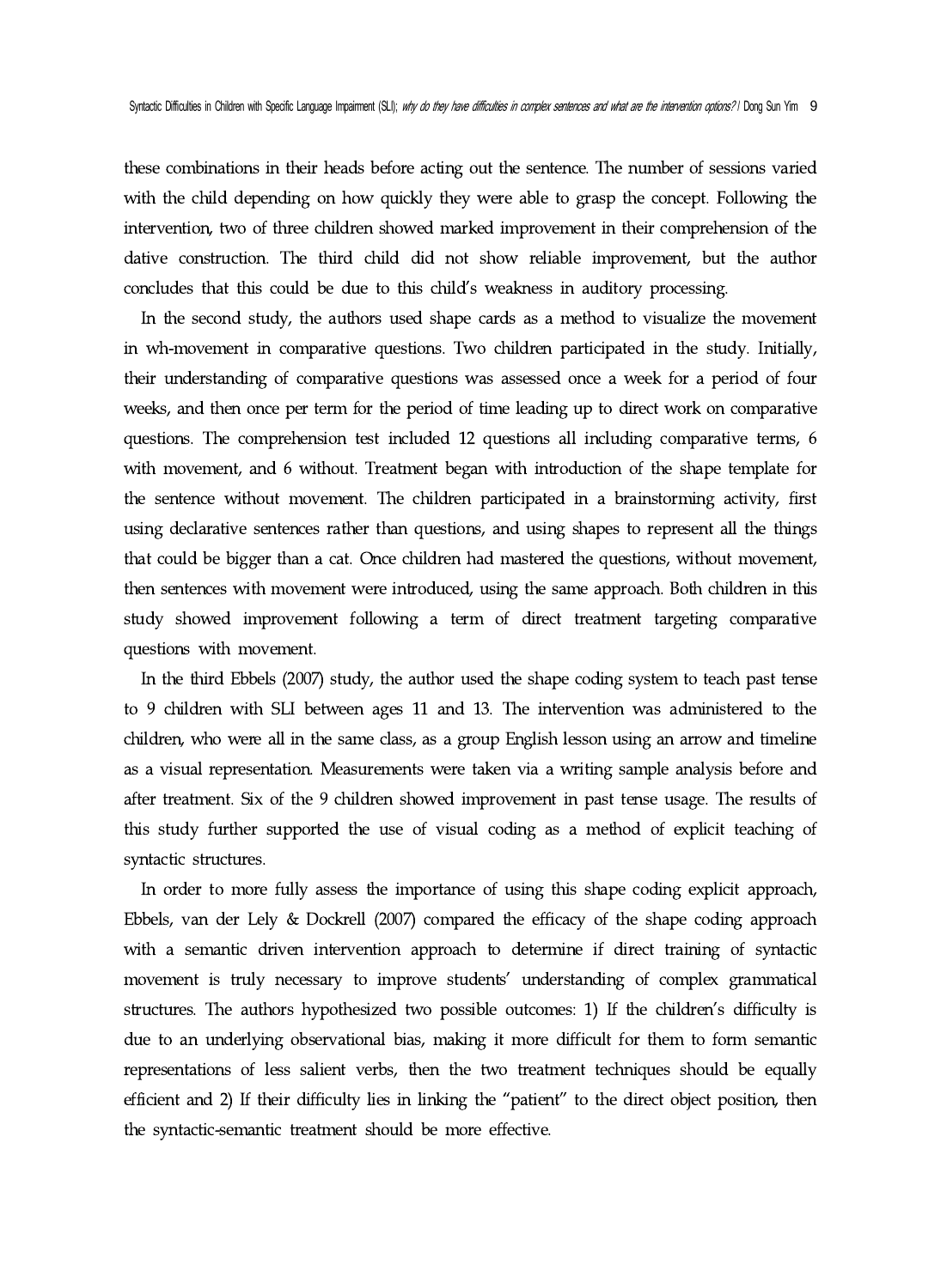these combinations in their heads before acting out the sentence. The number of sessions varied with the child depending on how quickly they were able to grasp the concept. Following the intervention, two of three children showed marked improvement in their comprehension of the dative construction. The third child did not show reliable improvement, but the author concludes that this could be due to this child's weakness in auditory processing.

In the second study, the authors used shape cards as a method to visualize the movement in wh-movement in comparative questions. Two children participated in the study. Initially, their understanding of comparative questions was assessed once a week for a period of four weeks, and then once per term for the period of time leading up to direct work on comparative questions. The comprehension test included 12 questions all including comparative terms, 6 with movement, and 6 without. Treatment began with introduction of the shape template for the sentence without movement. The children participated in a brainstorming activity, first using declarative sentences rather than questions, and using shapes to represent all the things that could be bigger than a cat. Once children had mastered the questions, without movement, then sentences with movement were introduced, using the same approach. Both children in this study showed improvement following a term of direct treatment targeting comparative questions with movement.

In the third Ebbels (2007) study, the author used the shape coding system to teach past tense to 9 children with SLI between ages 11 and 13. The intervention was administered to the children, who were all in the same class, as a group English lesson using an arrow and timeline as a visual representation. Measurements were taken via a writing sample analysis before and after treatment. Six of the 9 children showed improvement in past tense usage. The results of this study further supported the use of visual coding as a method of explicit teaching of syntactic structures.

In order to more fully assess the importance of using this shape coding explicit approach, Ebbels, van der Lely & Dockrell (2007) compared the efficacy of the shape coding approach with a semantic driven intervention approach to determine if direct training of syntactic movement is truly necessary to improve students' understanding of complex grammatical structures. The authors hypothesized two possible outcomes: 1) If the children's difficulty is due to an underlying observational bias, making it more difficult for them to form semantic representations of less salient verbs, then the two treatment techniques should be equally efficient and 2) If their difficulty lies in linking the "patient" to the direct object position, then the syntactic-semantic treatment should be more effective.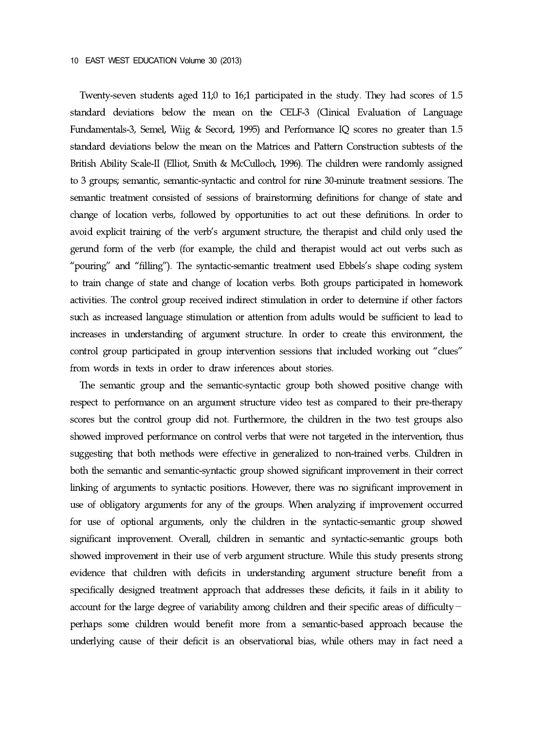Twenty-seven students aged 11;0 to 16;1 participated in the study. They had scores of 1.5 standard deviations below the mean on the CELF-3 (Clinical Evaluation of Language Fundamentals-3, Semel, Wiig & Secord, 1995) and Performance IQ scores no greater than 1.5 standard deviations below the mean on the Matrices and Pattern Construction subtests of the British Ability Scale-II (Elliot, Smith & McCulloch, 1996). The children were randomly assigned to 3 groups; semantic, semantic-syntactic and control for nine 30-minute treatment sessions. The semantic treatment consisted of sessions of brainstorming definitions for change of state and change of location verbs, followed by opportunities to act out these definitions. In order to avoid explicit training of the verb's argument structure, the therapist and child only used the gerund form of the verb (for example, the child and therapist would act out verbs such as "pouring" and "filling"). The syntactic-semantic treatment used Ebbels's shape coding system to train change of state and change of location verbs. Both groups participated in homework activities. The control group received indirect stimulation in order to determine if other factors such as increased language stimulation or attention from adults would be sufficient to lead to increases in understanding of argument structure. In order to create this environment, the control group participated in group intervention sessions that included working out "clues" from words in texts in order to draw inferences about stories.

The semantic group and the semantic-syntactic group both showed positive change with respect to performance on an argument structure video test as compared to their pre-therapy scores but the control group did not. Furthermore, the children in the two test groups also showed improved performance on control verbs that were not targeted in the intervention, thus suggesting that both methods were effective in generalized to non-trained verbs. Children in both the semantic and semantic-syntactic group showed significant improvement in their correct linking of arguments to syntactic positions. However, there was no significant improvement in use of obligatory arguments for any of the groups. When analyzing if improvement occurred for use of optional arguments, only the children in the syntactic-semantic group showed significant improvement. Overall, children in semantic and syntactic-semantic groups both showed improvement in their use of verb argument structure. While this study presents strong evidence that children with deficits in understanding argument structure benefit from a specifically designed treatment approach that addresses these deficits, it fails in it ability to account for the large degree of variability among children and their specific areas of difficulty— perhaps some children would benefit more from a semantic-based approach because the underlying cause of their deficit is an observational bias, while others may in fact need a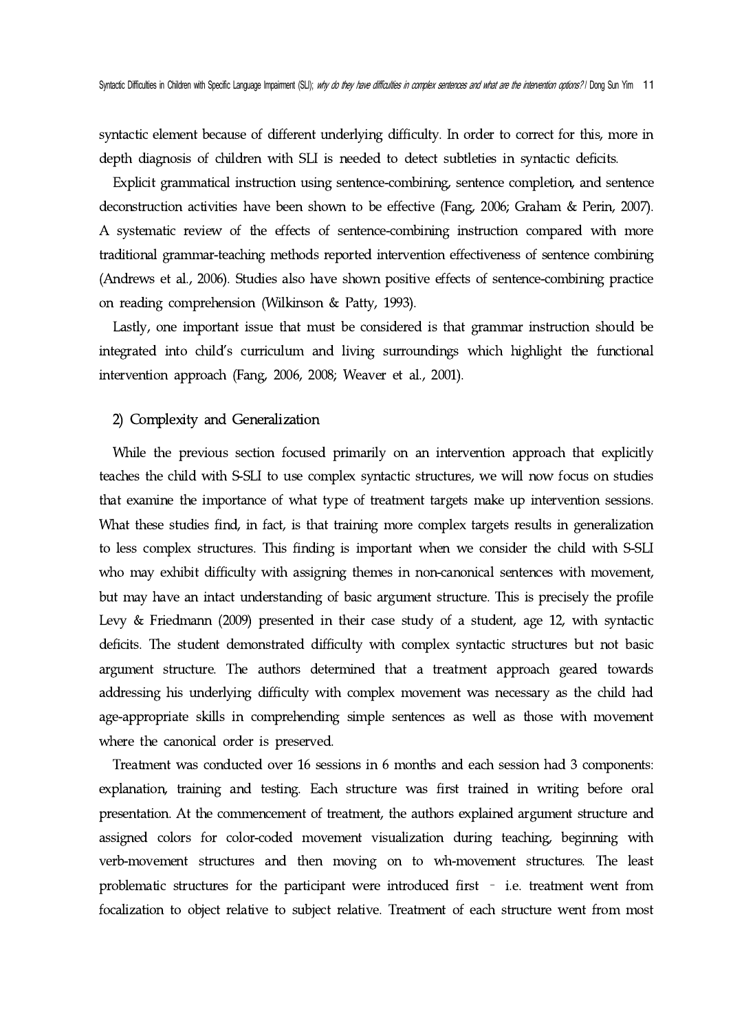syntactic element because of different underlying difficulty. In order to correct for this, more in depth diagnosis of children with SLI is needed to detect subtleties in syntactic deficits.

Explicit grammatical instruction using sentence-combining, sentence completion, and sentence deconstruction activities have been shown to be effective (Fang, 2006; Graham & Perin, 2007). A systematic review of the effects of sentence-combining instruction compared with more traditional grammar-teaching methods reported intervention effectiveness of sentence combining (Andrews et al., 2006). Studies also have shown positive effects of sentence-combining practice on reading comprehension (Wilkinson & Patty, 1993).

Lastly, one important issue that must be considered is that grammar instruction should be integrated into child's curriculum and living surroundings which highlight the functional intervention approach (Fang, 2006, 2008; Weaver et al., 2001).

### 2) Complexity and Generalization

While the previous section focused primarily on an intervention approach that explicitly teaches the child with S-SLI to use complex syntactic structures, we will now focus on studies that examine the importance of what type of treatment targets make up intervention sessions. What these studies find, in fact, is that training more complex targets results in generalization to less complex structures. This finding is important when we consider the child with S-SLI who may exhibit difficulty with assigning themes in non-canonical sentences with movement, but may have an intact understanding of basic argument structure. This is precisely the profile Levy & Friedmann (2009) presented in their case study of a student, age 12, with syntactic deficits. The student demonstrated difficulty with complex syntactic structures but not basic argument structure. The authors determined that a treatment approach geared towards addressing his underlying difficulty with complex movement was necessary as the child had age-appropriate skills in comprehending simple sentences as well as those with movement where the canonical order is preserved.

Treatment was conducted over 16 sessions in 6 months and each session had 3 components: explanation, training and testing. Each structure was first trained in writing before oral presentation. At the commencement of treatment, the authors explained argument structure and assigned colors for color-coded movement visualization during teaching, beginning with verb-movement structures and then moving on to wh-movement structures. The least problematic structures for the participant were introduced first – i.e. treatment went from focalization to object relative to subject relative. Treatment of each structure went from most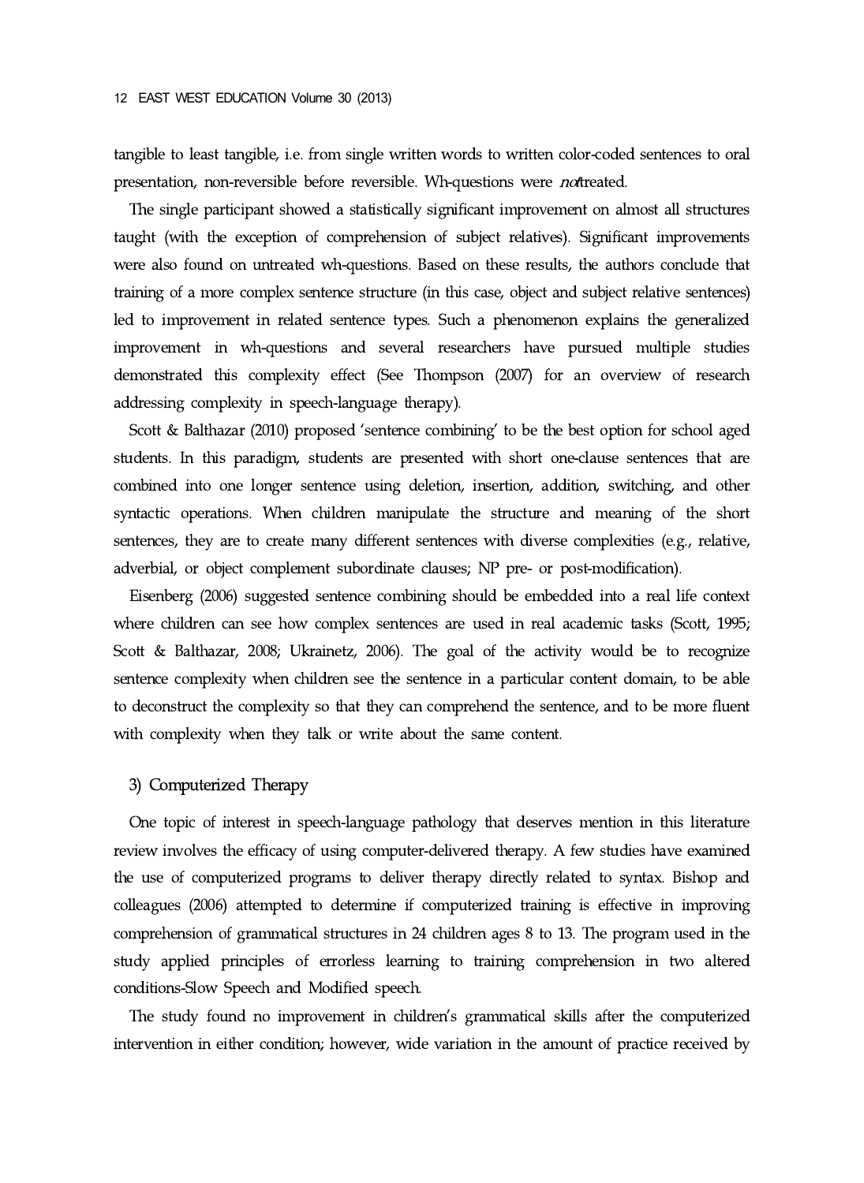tangible to least tangible, i.e. from single written words to written color-coded sentences to oral presentation, non-reversible before reversible. Wh-questions were *not*treated.

The single participant showed a statistically significant improvement on almost all structures taught (with the exception of comprehension of subject relatives). Significant improvements were also found on untreated wh-questions. Based on these results, the authors conclude that training of a more complex sentence structure (in this case, object and subject relative sentences) led to improvement in related sentence types. Such a phenomenon explains the generalized improvement in wh-questions and several researchers have pursued multiple studies demonstrated this complexity effect (See Thompson (2007) for an overview of research addressing complexity in speech-language therapy).

Scott & Balthazar (2010) proposed 'sentence combining' to be the best option for school aged students. In this paradigm, students are presented with short one-clause sentences that are combined into one longer sentence using deletion, insertion, addition, switching, and other syntactic operations. When children manipulate the structure and meaning of the short sentences, they are to create many different sentences with diverse complexities (e.g., relative, adverbial, or object complement subordinate clauses; NP pre- or post-modification).

Eisenberg (2006) suggested sentence combining should be embedded into a real life context where children can see how complex sentences are used in real academic tasks (Scott, 1995; Scott & Balthazar, 2008; Ukrainetz, 2006). The goal of the activity would be to recognize sentence complexity when children see the sentence in a particular content domain, to be able to deconstruct the complexity so that they can comprehend the sentence, and to be more fluent with complexity when they talk or write about the same content.

### 3) Computerized Therapy

One topic of interest in speech-language pathology that deserves mention in this literature review involves the efficacy of using computer-delivered therapy. A few studies have examined the use of computerized programs to deliver therapy directly related to syntax. Bishop and colleagues (2006) attempted to determine if computerized training is effective in improving comprehension of grammatical structures in 24 children ages 8 to 13. The program used in the study applied principles of errorless learning to training comprehension in two altered conditions-Slow Speech and Modified speech.

The study found no improvement in children's grammatical skills after the computerized intervention in either condition; however, wide variation in the amount of practice received by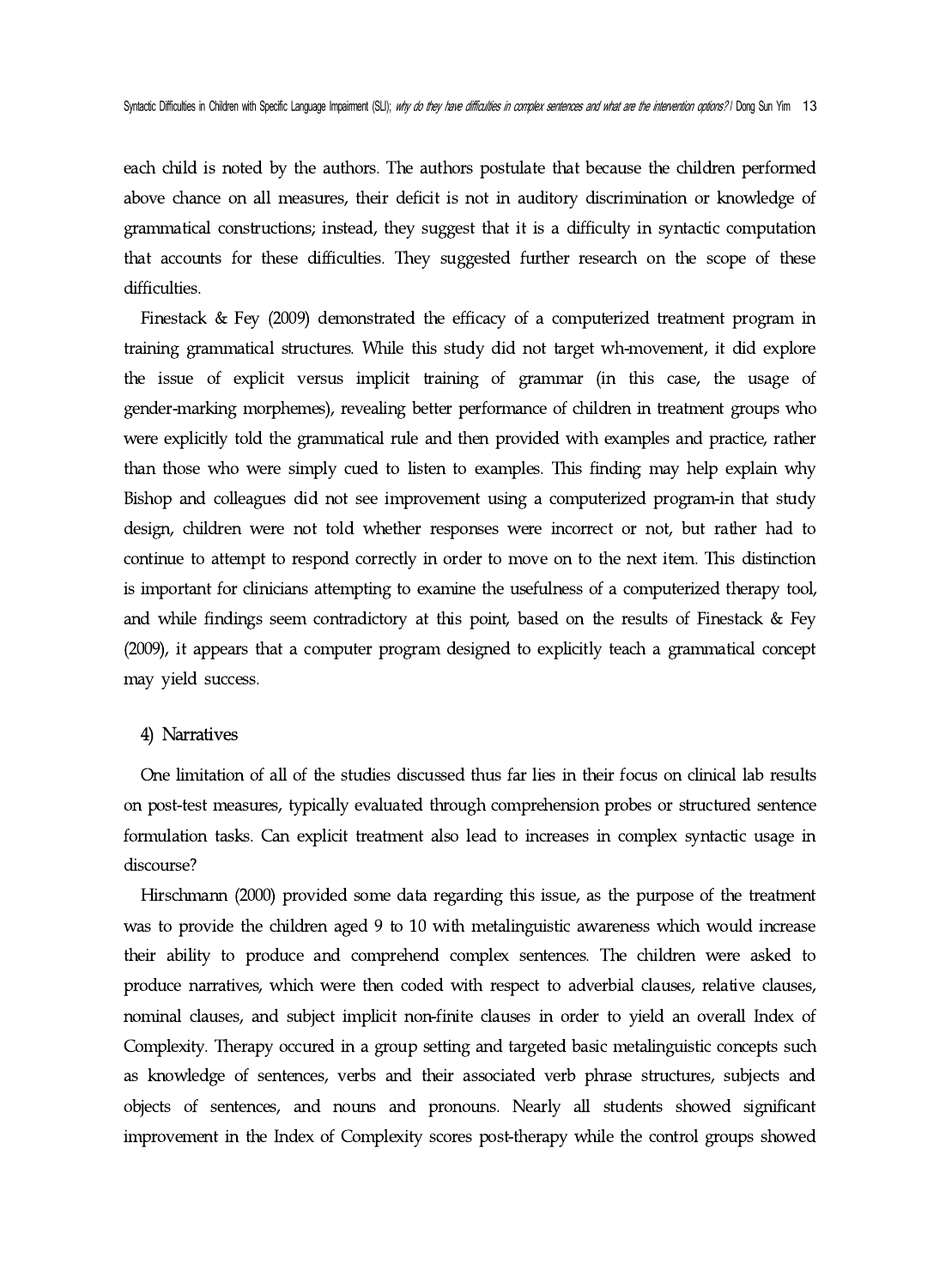each child is noted by the authors. The authors postulate that because the children performed above chance on all measures, their deficit is not in auditory discrimination or knowledge of grammatical constructions; instead, they suggest that it is a difficulty in syntactic computation that accounts for these difficulties. They suggested further research on the scope of these difficulties.

Finestack & Fey (2009) demonstrated the efficacy of a computerized treatment program in training grammatical structures. While this study did not target wh-movement, it did explore the issue of explicit versus implicit training of grammar (in this case, the usage of gender-marking morphemes), revealing better performance of children in treatment groups who were explicitly told the grammatical rule and then provided with examples and practice, rather than those who were simply cued to listen to examples. This finding may help explain why Bishop and colleagues did not see improvement using a computerized program-in that study design, children were not told whether responses were incorrect or not, but rather had to continue to attempt to respond correctly in order to move on to the next item. This distinction is important for clinicians attempting to examine the usefulness of a computerized therapy tool, and while findings seem contradictory at this point, based on the results of Finestack & Fey (2009), it appears that a computer program designed to explicitly teach a grammatical concept may yield success.

### 4) Narratives

One limitation of all of the studies discussed thus far lies in their focus on clinical lab results on post-test measures, typically evaluated through comprehension probes or structured sentence formulation tasks. Can explicit treatment also lead to increases in complex syntactic usage in discourse?

Hirschmann (2000) provided some data regarding this issue, as the purpose of the treatment was to provide the children aged 9 to 10 with metalinguistic awareness which would increase their ability to produce and comprehend complex sentences. The children were asked to produce narratives, which were then coded with respect to adverbial clauses, relative clauses, nominal clauses, and subject implicit non-finite clauses in order to yield an overall Index of Complexity. Therapy occured in a group setting and targeted basic metalinguistic concepts such as knowledge of sentences, verbs and their associated verb phrase structures, subjects and objects of sentences, and nouns and pronouns. Nearly all students showed significant improvement in the Index of Complexity scores post-therapy while the control groups showed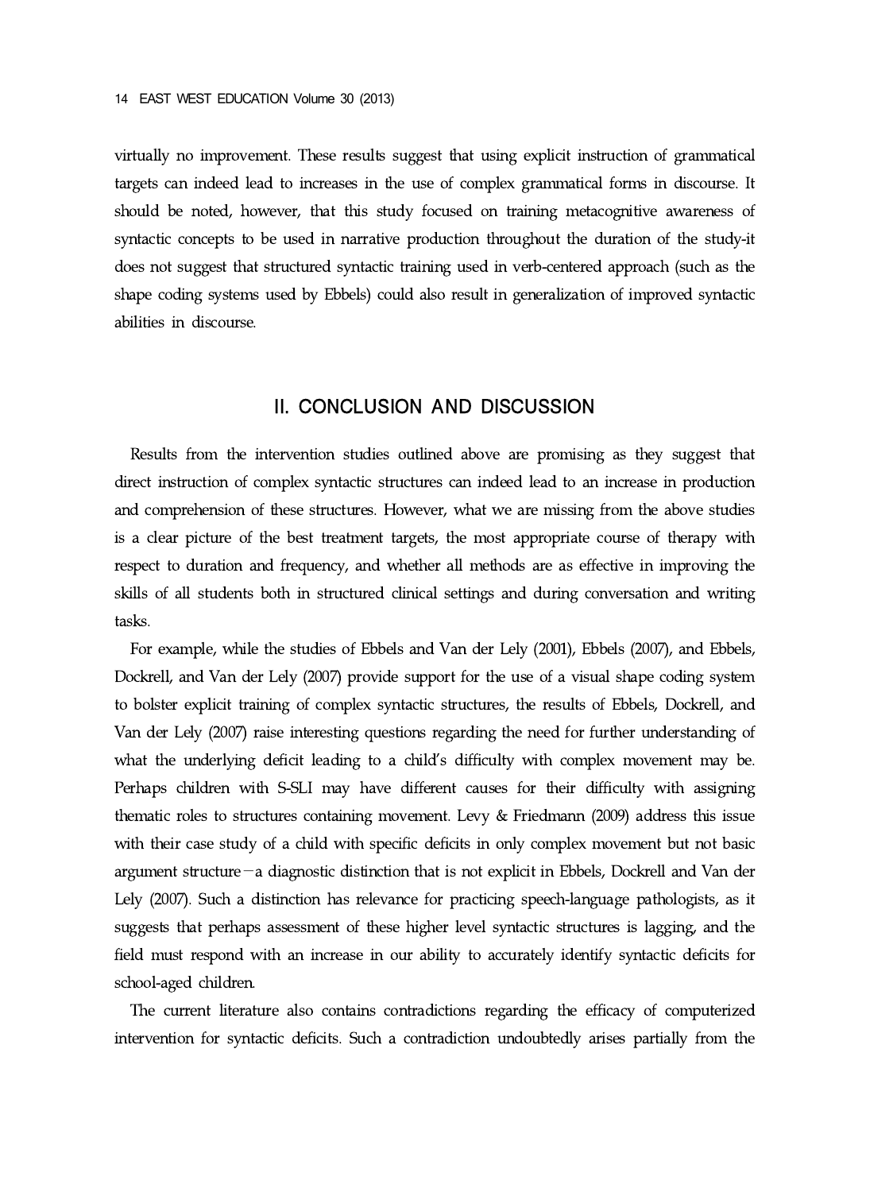virtually no improvement. These results suggest that using explicit instruction of grammatical targets can indeed lead to increases in the use of complex grammatical forms in discourse. It should be noted, however, that this study focused on training metacognitive awareness of syntactic concepts to be used in narrative production throughout the duration of the study-it does not suggest that structured syntactic training used in verb-centered approach (such as the shape coding systems used by Ebbels) could also result in generalization of improved syntactic abilities in discourse.

## II. CONCLUSION AND DISCUSSION

Results from the intervention studies outlined above are promising as they suggest that direct instruction of complex syntactic structures can indeed lead to an increase in production and comprehension of these structures. However, what we are missing from the above studies is a clear picture of the best treatment targets, the most appropriate course of therapy with respect to duration and frequency, and whether all methods are as effective in improving the skills of all students both in structured clinical settings and during conversation and writing tasks.

For example, while the studies of Ebbels and Van der Lely (2001), Ebbels (2007), and Ebbels, Dockrell, and Van der Lely (2007) provide support for the use of a visual shape coding system to bolster explicit training of complex syntactic structures, the results of Ebbels, Dockrell, and Van der Lely (2007) raise interesting questions regarding the need for further understanding of what the underlying deficit leading to a child's difficulty with complex movement may be. Perhaps children with S-SLI may have different causes for their difficulty with assigning thematic roles to structures containing movement. Levy & Friedmann (2009) address this issue with their case study of a child with specific deficits in only complex movement but not basic argument structure－a diagnostic distinction that is not explicit in Ebbels, Dockrell and Van der Lely (2007). Such a distinction has relevance for practicing speech-language pathologists, as it suggests that perhaps assessment of these higher level syntactic structures is lagging, and the field must respond with an increase in our ability to accurately identify syntactic deficits for school-aged children.

The current literature also contains contradictions regarding the efficacy of computerized intervention for syntactic deficits. Such a contradiction undoubtedly arises partially from the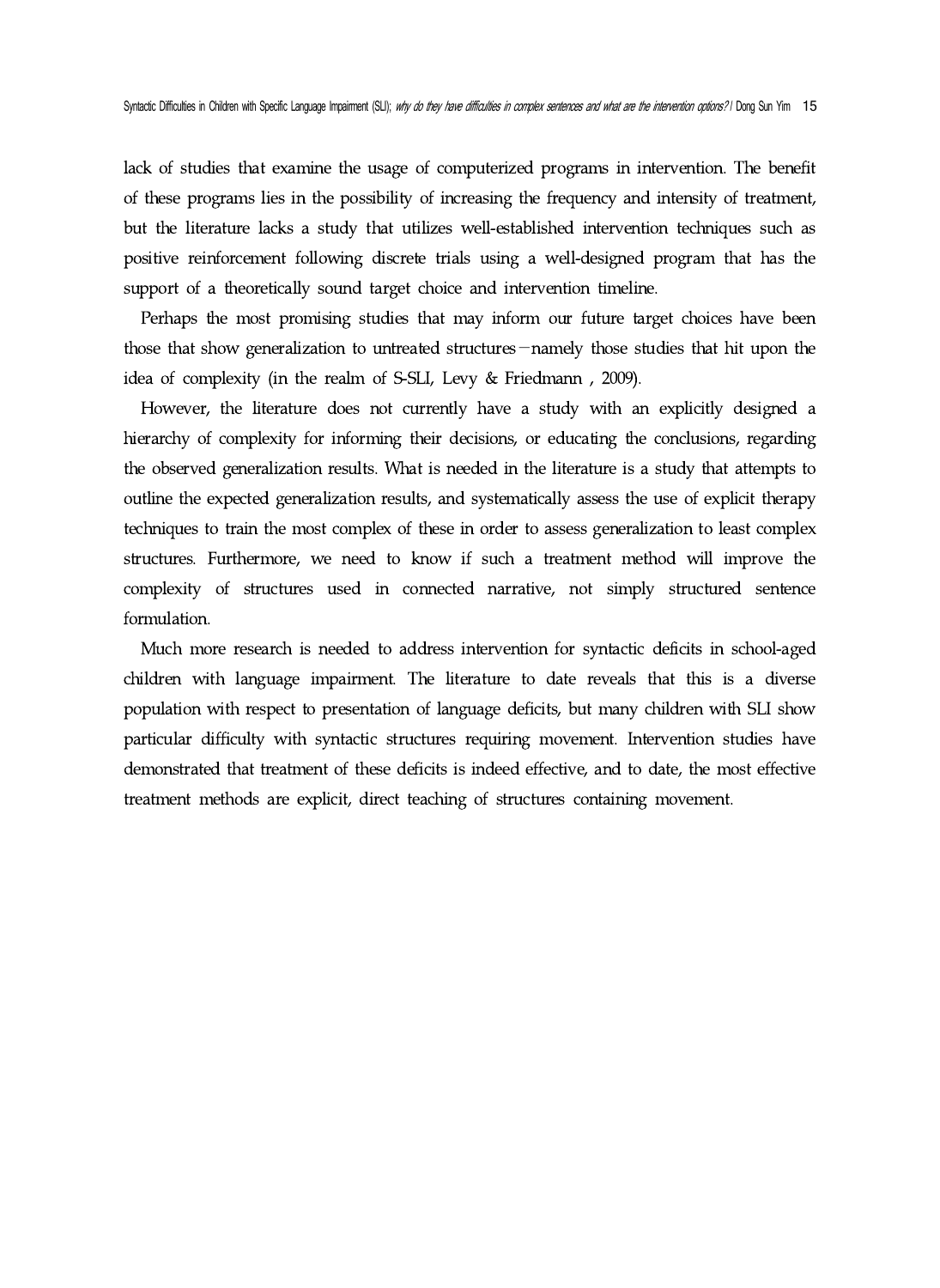lack of studies that examine the usage of computerized programs in intervention. The benefit of these programs lies in the possibility of increasing the frequency and intensity of treatment, but the literature lacks a study that utilizes well-established intervention techniques such as positive reinforcement following discrete trials using a well-designed program that has the support of a theoretically sound target choice and intervention timeline.

Perhaps the most promising studies that may inform our future target choices have been those that show generalization to untreated structures—namely those studies that hit upon the idea of complexity (in the realm of S-SLI, Levy & Friedmann , 2009).

However, the literature does not currently have a study with an explicitly designed a hierarchy of complexity for informing their decisions, or educating the conclusions, regarding the observed generalization results. What is needed in the literature is a study that attempts to outline the expected generalization results, and systematically assess the use of explicit therapy techniques to train the most complex of these in order to assess generalization to least complex structures. Furthermore, we need to know if such a treatment method will improve the complexity of structures used in connected narrative, not simply structured sentence formulation.

Much more research is needed to address intervention for syntactic deficits in school-aged children with language impairment. The literature to date reveals that this is a diverse population with respect to presentation of language deficits, but many children with SLI show particular difficulty with syntactic structures requiring movement. Intervention studies have demonstrated that treatment of these deficits is indeed effective, and to date, the most effective treatment methods are explicit, direct teaching of structures containing movement.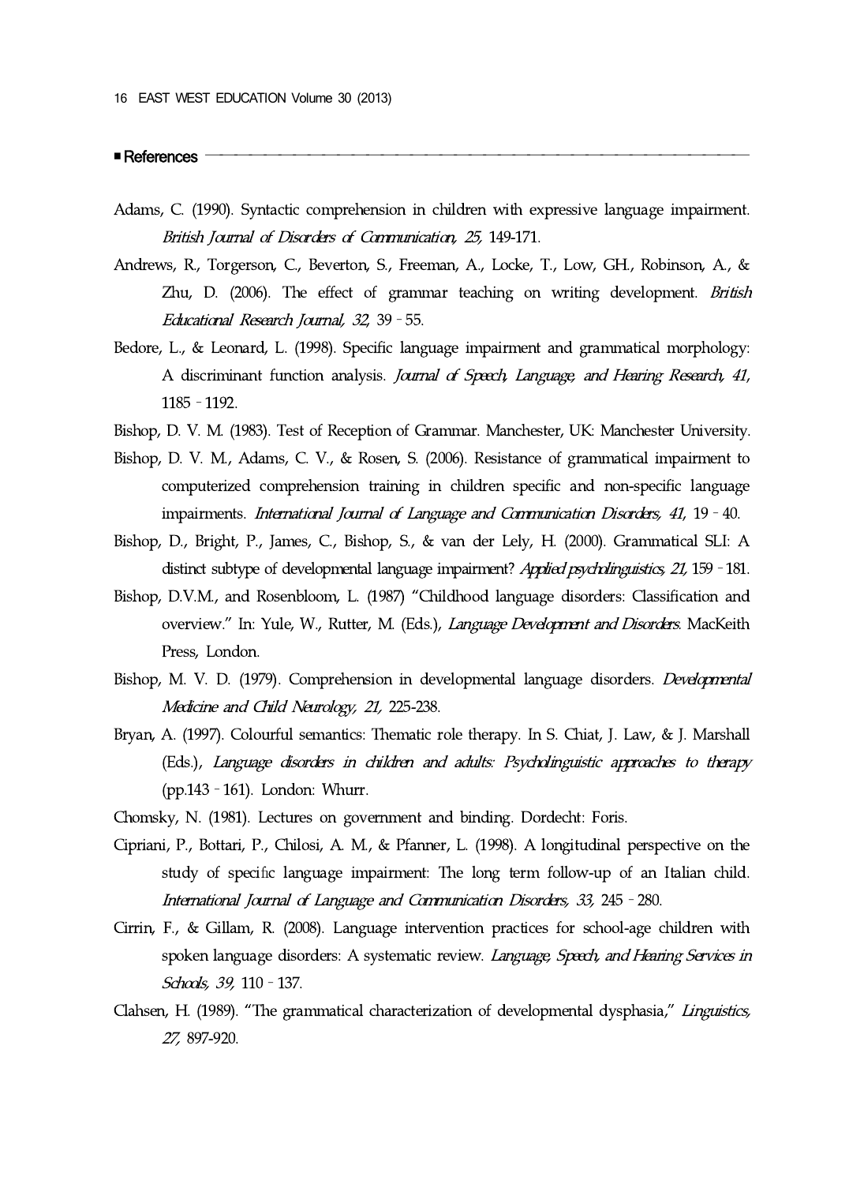## References

Adams, C. (1990). Syntactic comprehension in children with expressive language impairment. *British Journal of Disorders of Communication, 25,* 149-171.

Andrews, R., Torgerson, C., Beverton, S., Freeman, A., Locke, T., Low, GH., Robinson, A., & Zhu, D. (2006). The effect of grammar teaching on writing development. *British Educational Research Journal, 32,* 39–55.

Bedore, L., & Leonard, L. (1998). Specific language impairment and grammatical morphology: A discriminant function analysis. *Journal of Speech, Language, and Hearing Research, 41,* 1185–1192.

Bishop, D. V. M. (1983). Test of Reception of Grammar. Manchester, UK: Manchester University.

Bishop, D. V. M., Adams, C. V., & Rosen, S. (2006). Resistance of grammatical impairment to computerized comprehension training in children specific and non-specific language impairments. *International Journal of Language and Communication Disorders, 41,* 19–40.

Bishop, D., Bright, P., James, C., Bishop, S., & van der Lely, H. (2000). Grammatical SLI: A distinct subtype of developmental language impairment? *Applied psycholinguistics, 21,* 159–181.

Bishop, D.V.M., and Rosenbloom, L. (1987) "Childhood language disorders: Classification and overview." In: Yule, W., Rutter, M. (Eds.), *Language Development and Disorders.* MacKeith Press, London.

Bishop, M. V. D. (1979). Comprehension in developmental language disorders. *Developmental Medicine and Child Neurology, 21,* 225-238.

Bryan, A. (1997). Colourful semantics: Thematic role therapy. In S. Chiat, J. Law, & J. Marshall (Eds.), *Language disorders in children and adults: Psycholinguistic approaches to therapy* (pp.143–161). London: Whurr.

Chomsky, N. (1981). Lectures on government and binding. Dordecht: Foris.

Cipriani, P., Bottari, P., Chilosi, A. M., & Pfanner, L. (1998). A longitudinal perspective on the study of specific language impairment: The long term follow-up of an Italian child. *International Journal of Language and Communication Disorders, 33,* 245–280.

Cirrin, F., & Gillam, R. (2008). Language intervention practices for school-age children with spoken language disorders: A systematic review. *Language, Speech, and Hearing Services in Schools, 39,* 110–137.

Clahsen, H. (1989). "The grammatical characterization of developmental dysphasia," *Linguistics, 27,* 897-920.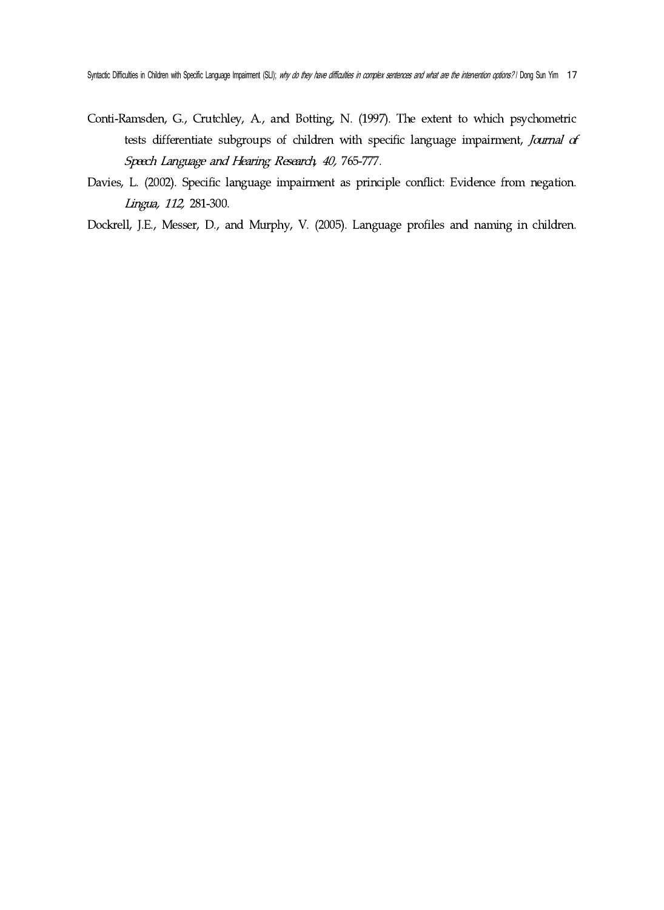Conti-Ramsden, G., Crutchley, A., and Botting, N. (1997). The extent to which psychometric tests differentiate subgroups of children with specific language impairment, *Journal of Speech Language and Hearing Research, 40,* 765-777.

Davies, L. (2002). Specific language impairment as principle conflict: Evidence from negation. *Lingua, 112,* 281-300.

Dockrell, J.E., Messer, D., and Murphy, V. (2005). Language profiles and naming in children.